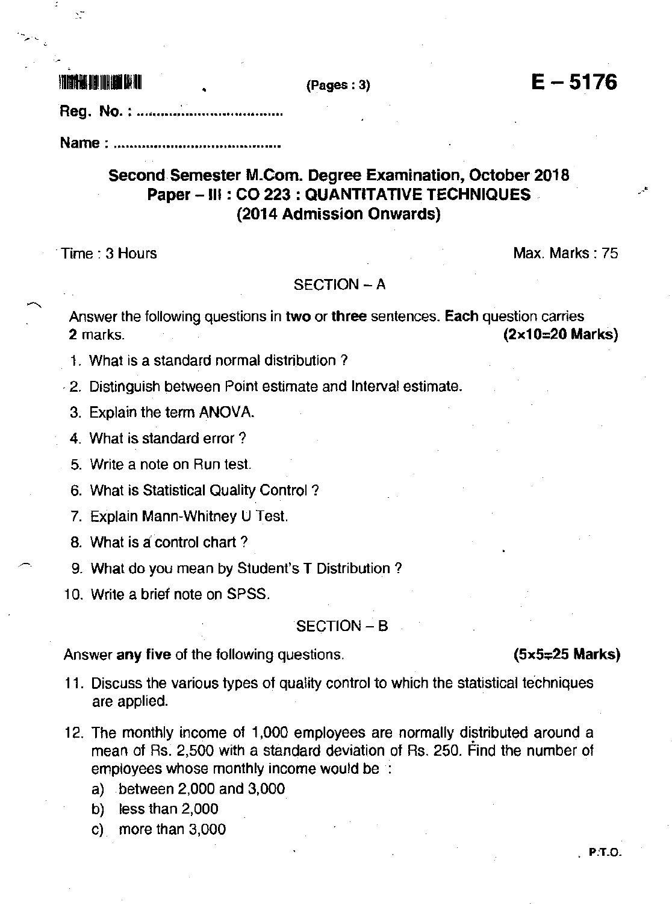(Pages : 3) **E – 5176**

Reg. No. : ..................................

Name : ..................................

## Second Semester M.Com. Degree Examination, October 2018
## Paper – III : CO 223 : QUANTITATIVE TECHNIQUES
## (2014 Admission Onwards)

Time : 3 Hours Max. Marks : 75

### SECTION – A

Answer the following questions in **two** or **three** sentences. **Each** question carries 2 marks. **(2×10=20 Marks)**

1. What is a standard normal distribution ?
2. Distinguish between Point estimate and Interval estimate.
3. Explain the term ANOVA.
4. What is standard error ?
5. Write a note on Run test.
6. What is Statistical Quality Control ?
7. Explain Mann-Whitney U Test.
8. What is a control chart ?
9. What do you mean by Student's T Distribution ?
10. Write a brief note on SPSS.

### SECTION – B

Answer **any five** of the following questions. **(5×5=25 Marks)**

11. Discuss the various types of quality control to which the statistical techniques are applied.
12. The monthly income of 1,000 employees are normally distributed around a mean of Rs. 2,500 with a standard deviation of Rs. 250. Find the number of employees whose monthly income would be :
    a) between 2,000 and 3,000
    b) less than 2,000
    c) more than 3,000

P.T.O.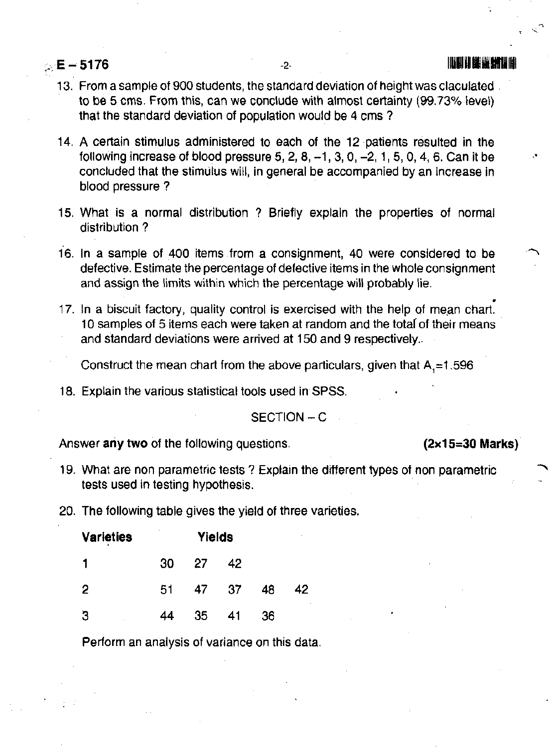13. From a sample of 900 students, the standard deviation of height was claculated to be 5 cms. From this, can we conclude with almost certainty (99.73% level) that the standard deviation of population would be 4 cms ?

14. A certain stimulus administered to each of the 12 patients resulted in the following increase of blood pressure 5, 2, 8, –1, 3, 0, –2, 1, 5, 0, 4, 6. Can it be concluded that the stimulus will, in general be accompanied by an increase in blood pressure ?

15. What is a normal distribution ? Briefly explain the properties of normal distribution ?

16. In a sample of 400 items from a consignment, 40 were considered to be defective. Estimate the percentage of defective items in the whole consignment and assign the limits within which the percentage will probably lie.

17. In a biscuit factory, quality control is exercised with the help of mean chart. 10 samples of 5 items each were taken at random and the total of their means and standard deviations were arrived at 150 and 9 respectively.

    Construct the mean chart from the above particulars, given that $A_1 = 1.596$

18. Explain the various statistical tools used in SPSS.

## SECTION – C

Answer **any two** of the following questions. **(2×15=30 Marks)**

19. What are non parametric tests ? Explain the different types of non parametric tests used in testing hypothesis.

20. The following table gives the yield of three varieties.

| **Varieties** | **Yields** | | | | |
|---|---|---|---|---|---|
| 1 | 30 | 27 | 42 | | |
| 2 | 51 | 47 | 37 | 48 | 42 |
| 3 | 44 | 35 | 41 | 36 | |

Perform an analysis of variance on this data.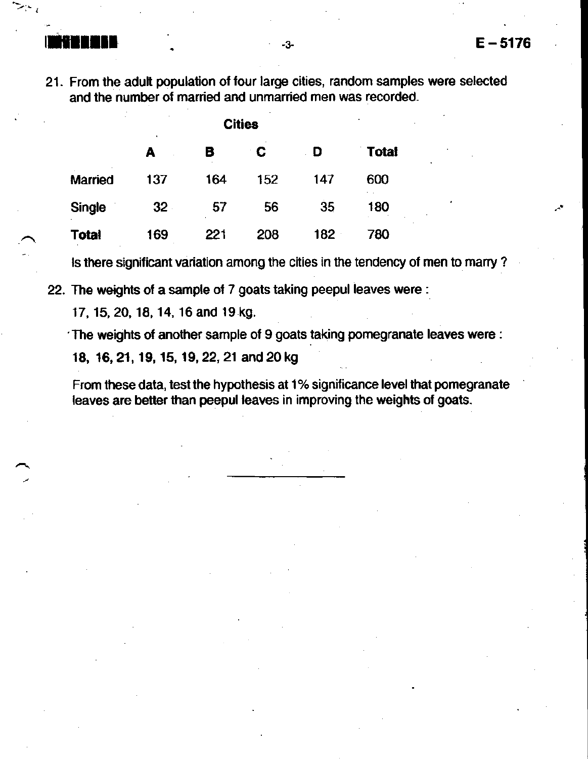21. From the adult population of four large cities, random samples were selected and the number of married and unmarried men was recorded.

**Cities**

| | A | B | C | D | Total |
|---|---|---|---|---|---|
| Married | 137 | 164 | 152 | 147 | 600 |
| Single | 32 | 57 | 56 | 35 | 180 |
| **Total** | 169 | 221 | 208 | 182 | 780 |

Is there significant variation among the cities in the tendency of men to marry ?

22. The weights of a sample of 7 goats taking peepul leaves were :

17, 15, 20, 18, 14, 16 and 19 kg.

The weights of another sample of 9 goats taking pomegranate leaves were :

18, 16, 21, 19, 15, 19, 22, 21 and 20 kg

From these data, test the hypothesis at 1% significance level that pomegranate leaves are better than peepul leaves in improving the weights of goats.